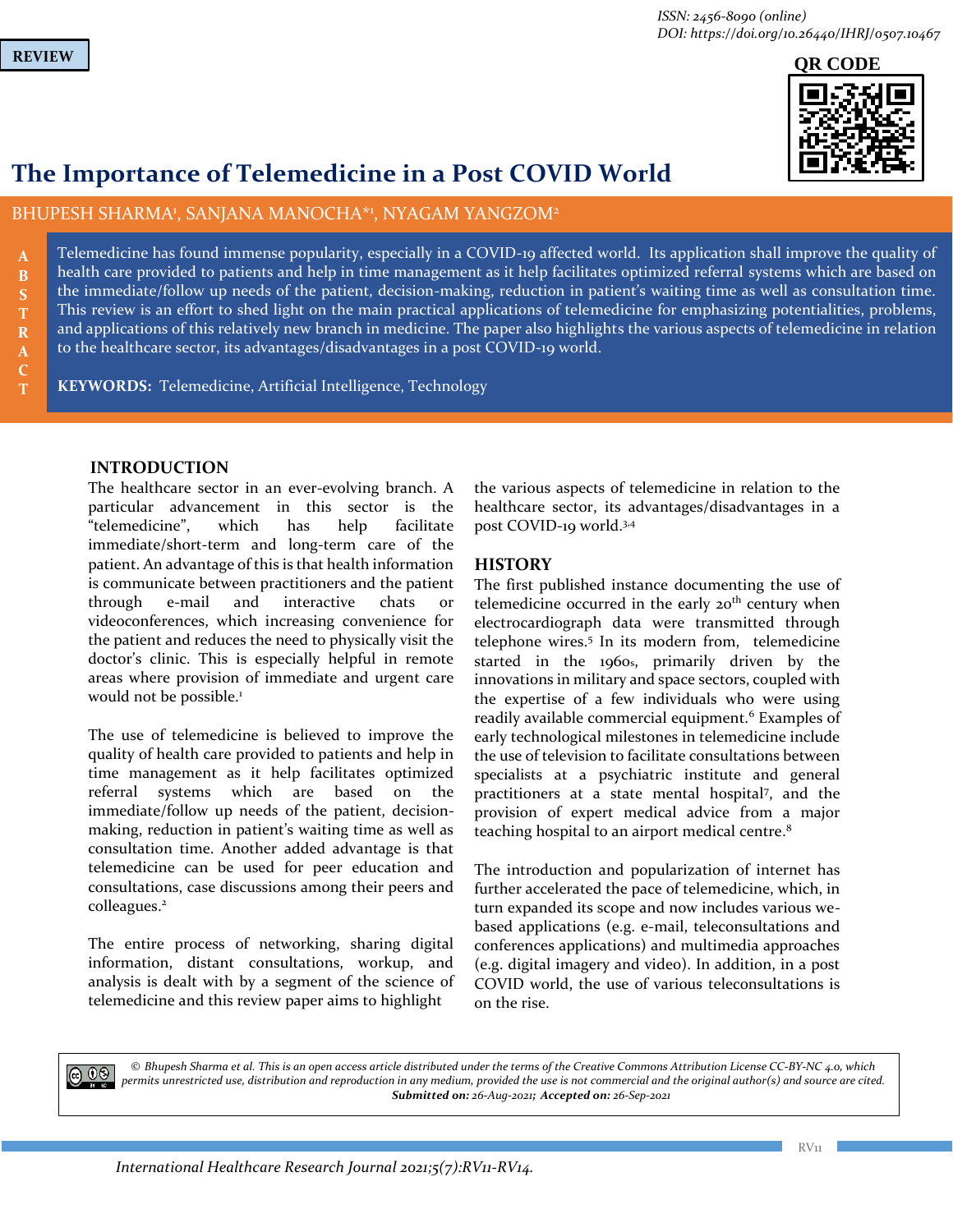ISSN: 2456-8090 (online)
DOI: https://doi.org/10.26440/IHRJ/0507.10467

REVIEW

# The Importance of Telemedicine in a Post COVID World

BHUPESH SHARMA[1], SANJANA MANOCHA*[1], NYAGAM YANGZOM[2]

**ABSTRACT**

Telemedicine has found immense popularity, especially in a COVID-19 affected world. Its application shall improve the quality of health care provided to patients and help in time management as it help facilitates optimized referral systems which are based on the immediate/follow up needs of the patient, decision-making, reduction in patient's waiting time as well as consultation time. This review is an effort to shed light on the main practical applications of telemedicine for emphasizing potentialities, problems, and applications of this relatively new branch in medicine. The paper also highlights the various aspects of telemedicine in relation to the healthcare sector, its advantages/disadvantages in a post COVID-19 world.

**KEYWORDS:** Telemedicine, Artificial Intelligence, Technology

## INTRODUCTION

The healthcare sector in an ever-evolving branch. A particular advancement in this sector is the "telemedicine", which has help facilitate immediate/short-term and long-term care of the patient. An advantage of this is that health information is communicate between practitioners and the patient through e-mail and interactive chats or videoconferences, which increasing convenience for the patient and reduces the need to physically visit the doctor's clinic. This is especially helpful in remote areas where provision of immediate and urgent care would not be possible.[1]

The use of telemedicine is believed to improve the quality of health care provided to patients and help in time management as it help facilitates optimized referral systems which are based on the immediate/follow up needs of the patient, decision-making, reduction in patient's waiting time as well as consultation time. Another added advantage is that telemedicine can be used for peer education and consultations, case discussions among their peers and colleagues.[2]

The entire process of networking, sharing digital information, distant consultations, workup, and analysis is dealt with by a segment of the science of telemedicine and this review paper aims to highlight the various aspects of telemedicine in relation to the healthcare sector, its advantages/disadvantages in a post COVID-19 world.[3,4]

## HISTORY

The first published instance documenting the use of telemedicine occurred in the early 20th century when electrocardiograph data were transmitted through telephone wires.[5] In its modern from, telemedicine started in the 1960s, primarily driven by the innovations in military and space sectors, coupled with the expertise of a few individuals who were using readily available commercial equipment.[6] Examples of early technological milestones in telemedicine include the use of television to facilitate consultations between specialists at a psychiatric institute and general practitioners at a state mental hospital[7], and the provision of expert medical advice from a major teaching hospital to an airport medical centre.[8]

The introduction and popularization of internet has further accelerated the pace of telemedicine, which, in turn expanded its scope and now includes various we-based applications (e.g. e-mail, teleconsultations and conferences applications) and multimedia approaches (e.g. digital imagery and video). In addition, in a post COVID world, the use of various teleconsultations is on the rise.

*© Bhupesh Sharma et al. This is an open access article distributed under the terms of the Creative Commons Attribution License CC-BY-NC 4.0, which permits unrestricted use, distribution and reproduction in any medium, provided the use is not commercial and the original author(s) and source are cited.*
***Submitted on:** 26-Aug-2021; **Accepted on:** 26-Sep-2021*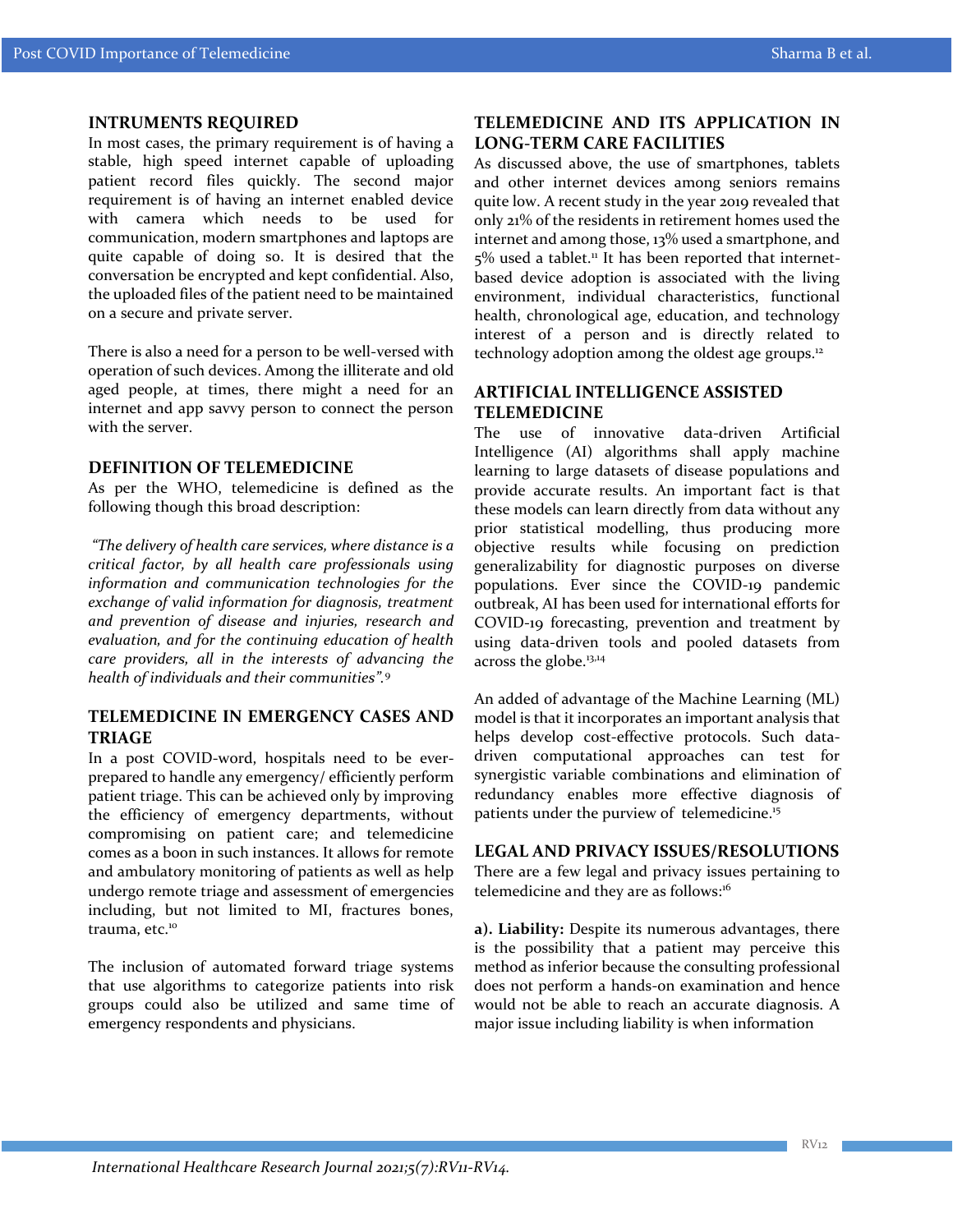## INTRUMENTS REQUIRED

In most cases, the primary requirement is of having a stable, high speed internet capable of uploading patient record files quickly. The second major requirement is of having an internet enabled device with camera which needs to be used for communication, modern smartphones and laptops are quite capable of doing so. It is desired that the conversation be encrypted and kept confidential. Also, the uploaded files of the patient need to be maintained on a secure and private server.

There is also a need for a person to be well-versed with operation of such devices. Among the illiterate and old aged people, at times, there might a need for an internet and app savvy person to connect the person with the server.

## DEFINITION OF TELEMEDICINE

As per the WHO, telemedicine is defined as the following though this broad description:

*"The delivery of health care services, where distance is a critical factor, by all health care professionals using information and communication technologies for the exchange of valid information for diagnosis, treatment and prevention of disease and injuries, research and evaluation, and for the continuing education of health care providers, all in the interests of advancing the health of individuals and their communities".*[9]

## TELEMEDICINE IN EMERGENCY CASES AND TRIAGE

In a post COVID-word, hospitals need to be ever-prepared to handle any emergency/ efficiently perform patient triage. This can be achieved only by improving the efficiency of emergency departments, without compromising on patient care; and telemedicine comes as a boon in such instances. It allows for remote and ambulatory monitoring of patients as well as help undergo remote triage and assessment of emergencies including, but not limited to MI, fractures bones, trauma, etc.[10]

The inclusion of automated forward triage systems that use algorithms to categorize patients into risk groups could also be utilized and same time of emergency respondents and physicians.

## TELEMEDICINE AND ITS APPLICATION IN LONG-TERM CARE FACILITIES

As discussed above, the use of smartphones, tablets and other internet devices among seniors remains quite low. A recent study in the year 2019 revealed that only 21% of the residents in retirement homes used the internet and among those, 13% used a smartphone, and 5% used a tablet.[11] It has been reported that internet-based device adoption is associated with the living environment, individual characteristics, functional health, chronological age, education, and technology interest of a person and is directly related to technology adoption among the oldest age groups.[12]

## ARTIFICIAL INTELLIGENCE ASSISTED TELEMEDICINE

The use of innovative data-driven Artificial Intelligence (AI) algorithms shall apply machine learning to large datasets of disease populations and provide accurate results. An important fact is that these models can learn directly from data without any prior statistical modelling, thus producing more objective results while focusing on prediction generalizability for diagnostic purposes on diverse populations. Ever since the COVID-19 pandemic outbreak, AI has been used for international efforts for COVID-19 forecasting, prevention and treatment by using data-driven tools and pooled datasets from across the globe.[13,14]

An added of advantage of the Machine Learning (ML) model is that it incorporates an important analysis that helps develop cost-effective protocols. Such data-driven computational approaches can test for synergistic variable combinations and elimination of redundancy enables more effective diagnosis of patients under the purview of telemedicine.[15]

## LEGAL AND PRIVACY ISSUES/RESOLUTIONS

There are a few legal and privacy issues pertaining to telemedicine and they are as follows:[16]

**a). Liability:** Despite its numerous advantages, there is the possibility that a patient may perceive this method as inferior because the consulting professional does not perform a hands-on examination and hence would not be able to reach an accurate diagnosis. A major issue including liability is when information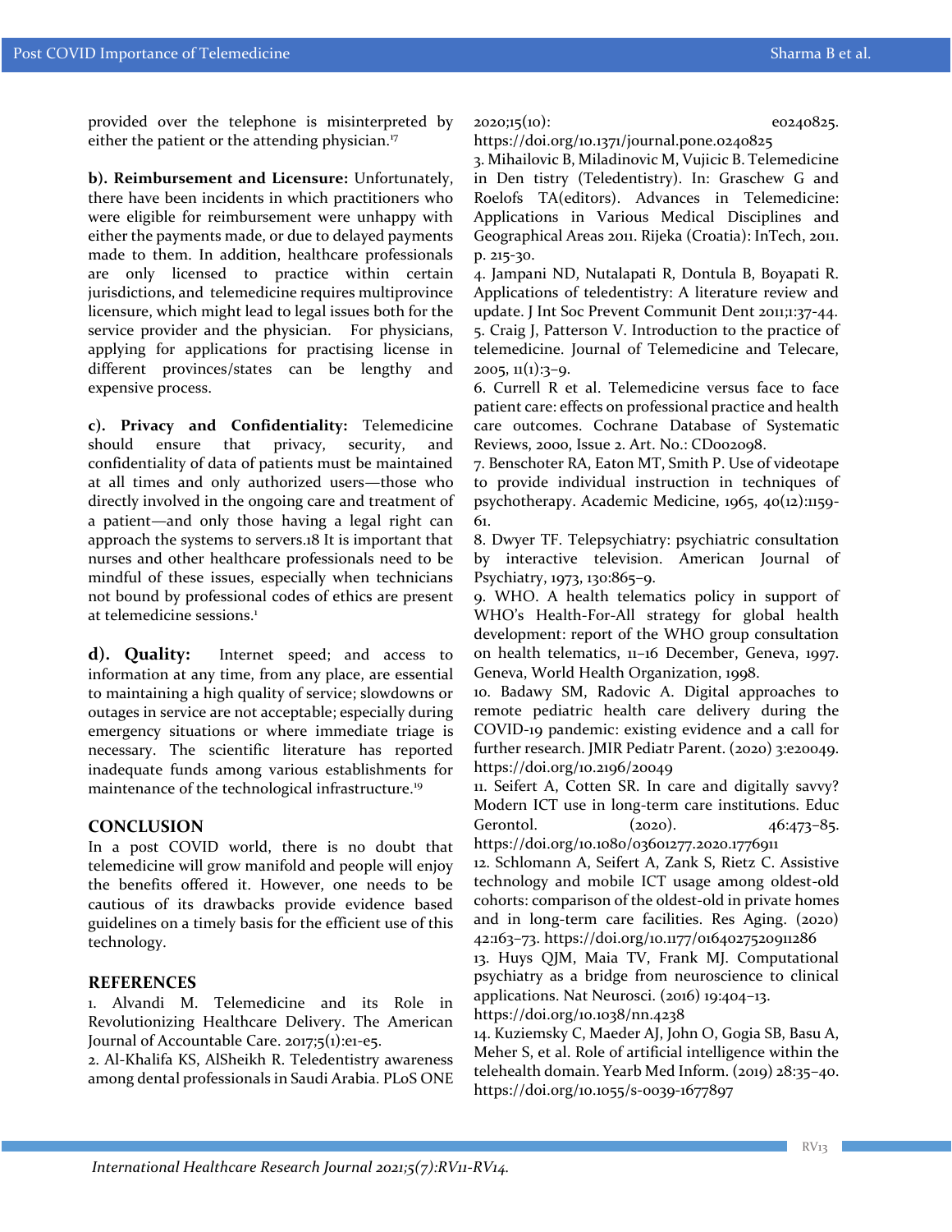provided over the telephone is misinterpreted by either the patient or the attending physician.[17]

**b). Reimbursement and Licensure:** Unfortunately, there have been incidents in which practitioners who were eligible for reimbursement were unhappy with either the payments made, or due to delayed payments made to them. In addition, healthcare professionals are only licensed to practice within certain jurisdictions, and telemedicine requires multiprovince licensure, which might lead to legal issues both for the service provider and the physician. For physicians, applying for applications for practising license in different provinces/states can be lengthy and expensive process.

**c). Privacy and Confidentiality:** Telemedicine should ensure that privacy, security, and confidentiality of data of patients must be maintained at all times and only authorized users—those who directly involved in the ongoing care and treatment of a patient—and only those having a legal right can approach the systems to servers.18 It is important that nurses and other healthcare professionals need to be mindful of these issues, especially when technicians not bound by professional codes of ethics are present at telemedicine sessions.[1]

**d). Quality:** Internet speed; and access to information at any time, from any place, are essential to maintaining a high quality of service; slowdowns or outages in service are not acceptable; especially during emergency situations or where immediate triage is necessary. The scientific literature has reported inadequate funds among various establishments for maintenance of the technological infrastructure.[19]

## CONCLUSION

In a post COVID world, there is no doubt that telemedicine will grow manifold and people will enjoy the benefits offered it. However, one needs to be cautious of its drawbacks provide evidence based guidelines on a timely basis for the efficient use of this technology.

## REFERENCES

1. Alvandi M. Telemedicine and its Role in Revolutionizing Healthcare Delivery. The American Journal of Accountable Care. 2017;5(1):e1-e5.
2. Al-Khalifa KS, AlSheikh R. Teledentistry awareness among dental professionals in Saudi Arabia. PLoS ONE 2020;15(10): e0240825. https://doi.org/10.1371/journal.pone.0240825
3. Mihailovic B, Miladinovic M, Vujicic B. Telemedicine in Den tistry (Teledentistry). In: Graschew G and Roelofs TA(editors). Advances in Telemedicine: Applications in Various Medical Disciplines and Geographical Areas 2011. Rijeka (Croatia): InTech, 2011. p. 215-30.
4. Jampani ND, Nutalapati R, Dontula B, Boyapati R. Applications of teledentistry: A literature review and update. J Int Soc Prevent Communit Dent 2011;1:37-44.
5. Craig J, Patterson V. Introduction to the practice of telemedicine. Journal of Telemedicine and Telecare, 2005, 11(1):3–9.
6. Currell R et al. Telemedicine versus face to face patient care: effects on professional practice and health care outcomes. Cochrane Database of Systematic Reviews, 2000, Issue 2. Art. No.: CD002098.
7. Benschoter RA, Eaton MT, Smith P. Use of videotape to provide individual instruction in techniques of psychotherapy. Academic Medicine, 1965, 40(12):1159-61.
8. Dwyer TF. Telepsychiatry: psychiatric consultation by interactive television. American Journal of Psychiatry, 1973, 130:865–9.
9. WHO. A health telematics policy in support of WHO's Health-For-All strategy for global health development: report of the WHO group consultation on health telematics, 11–16 December, Geneva, 1997. Geneva, World Health Organization, 1998.
10. Badawy SM, Radovic A. Digital approaches to remote pediatric health care delivery during the COVID-19 pandemic: existing evidence and a call for further research. JMIR Pediatr Parent. (2020) 3:e20049. https://doi.org/10.2196/20049
11. Seifert A, Cotten SR. In care and digitally savvy? Modern ICT use in long-term care institutions. Educ Gerontol. (2020). 46:473–85. https://doi.org/10.1080/03601277.2020.1776911
12. Schlomann A, Seifert A, Zank S, Rietz C. Assistive technology and mobile ICT usage among oldest-old cohorts: comparison of the oldest-old in private homes and in long-term care facilities. Res Aging. (2020) 42:163–73. https://doi.org/10.1177/0164027520911286
13. Huys QJM, Maia TV, Frank MJ. Computational psychiatry as a bridge from neuroscience to clinical applications. Nat Neurosci. (2016) 19:404–13. https://doi.org/10.1038/nn.4238
14. Kuziemsky C, Maeder AJ, John O, Gogia SB, Basu A, Meher S, et al. Role of artificial intelligence within the telehealth domain. Yearb Med Inform. (2019) 28:35–40. https://doi.org/10.1055/s-0039-1677897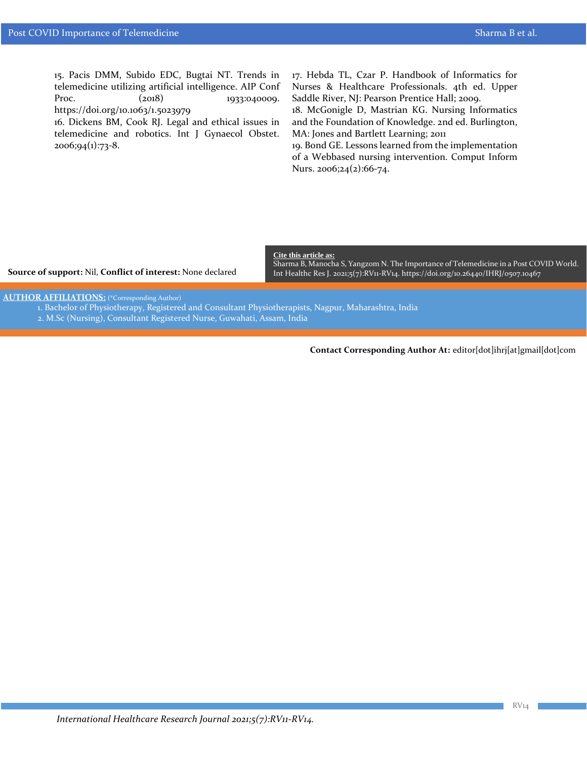15. Pacis DMM, Subido EDC, Bugtai NT. Trends in telemedicine utilizing artificial intelligence. AIP Conf Proc. (2018) 1933:040009. https://doi.org/10.1063/1.5023979

16. Dickens BM, Cook RJ. Legal and ethical issues in telemedicine and robotics. Int J Gynaecol Obstet. 2006;94(1):73-8.

17. Hebda TL, Czar P. Handbook of Informatics for Nurses & Healthcare Professionals. 4th ed. Upper Saddle River, NJ: Pearson Prentice Hall; 2009.

18. McGonigle D, Mastrian KG. Nursing Informatics and the Foundation of Knowledge. 2nd ed. Burlington, MA: Jones and Bartlett Learning; 2011

19. Bond GE. Lessons learned from the implementation of a Webbased nursing intervention. Comput Inform Nurs. 2006;24(2):66-74.

**Source of support:** Nil, **Conflict of interest:** None declared

**Cite this article as:**
Sharma B, Manocha S, Yangzom N. The Importance of Telemedicine in a Post COVID World. Int Healthc Res J. 2021;5(7):RV11-RV14. https://doi.org/10.26440/IHRJ/0507.10467

**AUTHOR AFFILIATIONS:** (*Corresponding Author)

1. Bachelor of Physiotherapy, Registered and Consultant Physiotherapists, Nagpur, Maharashtra, India
2. M.Sc (Nursing), Consultant Registered Nurse, Guwahati, Assam, India

**Contact Corresponding Author At:** editor[dot]ihrj[at]gmail[dot]com